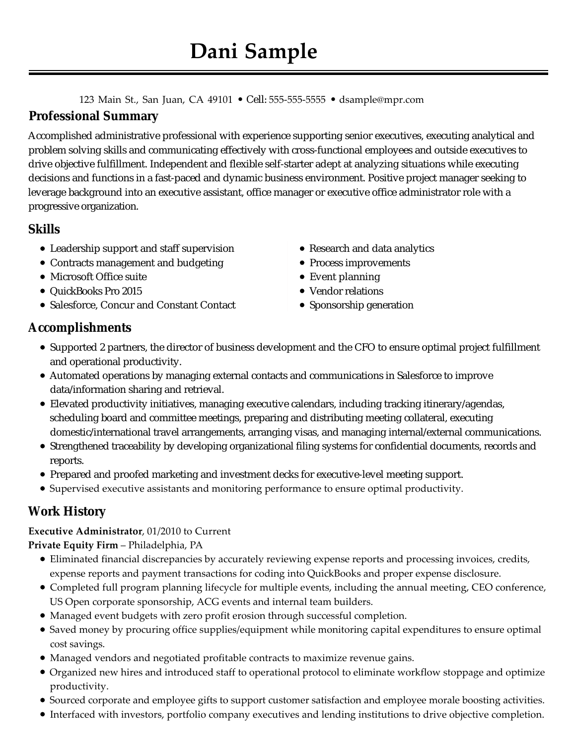# Dani Sample

123 Main St., San Juan, CA 49101 • Cell: 555-555-5555 • dsample@mpr.com

## Professional Summary

Accomplished administrative professional with experience supporting senior executives, executing analytical and problem solving skills and communicating effectively with cross-functional employees and outside executives to drive objective fulfillment. Independent and flexible self-starter adept at analyzing situations while executing decisions and functions in a fast-paced and dynamic business environment. Positive project manager seeking to leverage background into an executive assistant, office manager or executive office administrator role with a progressive organization.

## Skills

- Leadership support and staff supervision
- Contracts management and budgeting
- Microsoft Office suite
- QuickBooks Pro 2015
- Salesforce, Concur and Constant Contact
- Research and data analytics
- Process improvements
- Event planning
- Vendor relations
- Sponsorship generation

## Accomplishments

- Supported 2 partners, the director of business development and the CFO to ensure optimal project fulfillment and operational productivity.
- Automated operations by managing external contacts and communications in Salesforce to improve data/information sharing and retrieval.
- Elevated productivity initiatives, managing executive calendars, including tracking itinerary/agendas, scheduling board and committee meetings, preparing and distributing meeting collateral, executing domestic/international travel arrangements, arranging visas, and managing internal/external communications.
- Strengthened traceability by developing organizational filing systems for confidential documents, records and reports.
- Prepared and proofed marketing and investment decks for executive-level meeting support.
- Supervised executive assistants and monitoring performance to ensure optimal productivity.

## Work History

**Executive Administrator**, 01/2010 to Current
**Private Equity Firm** – Philadelphia, PA

- Eliminated financial discrepancies by accurately reviewing expense reports and processing invoices, credits, expense reports and payment transactions for coding into QuickBooks and proper expense disclosure.
- Completed full program planning lifecycle for multiple events, including the annual meeting, CEO conference, US Open corporate sponsorship, ACG events and internal team builders.
- Managed event budgets with zero profit erosion through successful completion.
- Saved money by procuring office supplies/equipment while monitoring capital expenditures to ensure optimal cost savings.
- Managed vendors and negotiated profitable contracts to maximize revenue gains.
- Organized new hires and introduced staff to operational protocol to eliminate workflow stoppage and optimize productivity.
- Sourced corporate and employee gifts to support customer satisfaction and employee morale boosting activities.
- Interfaced with investors, portfolio company executives and lending institutions to drive objective completion.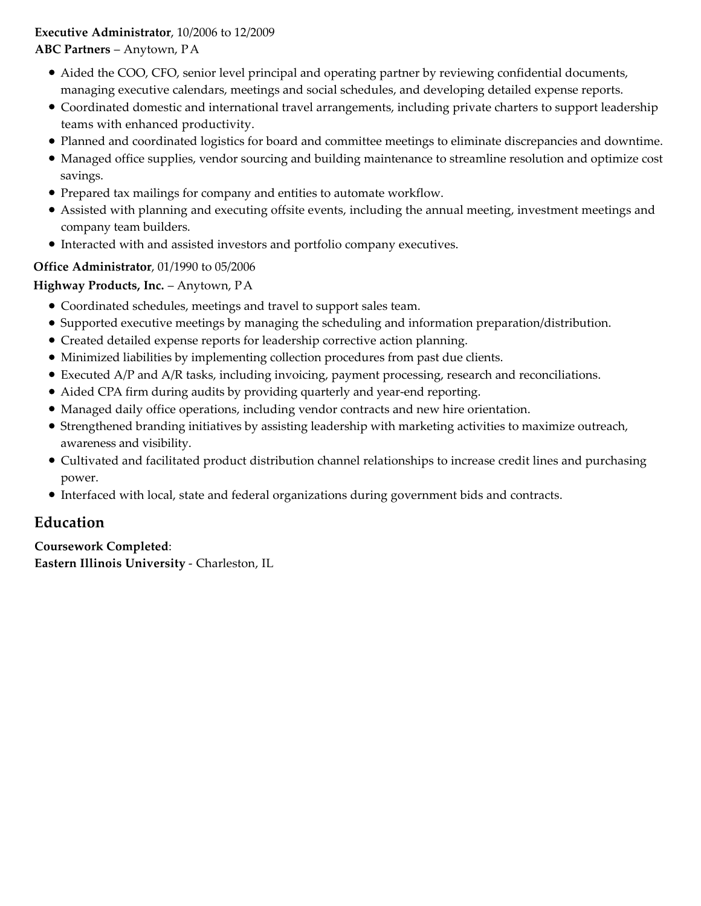**Executive Administrator**, 10/2006 to 12/2009
**ABC Partners** – Anytown, PA

- Aided the COO, CFO, senior level principal and operating partner by reviewing confidential documents, managing executive calendars, meetings and social schedules, and developing detailed expense reports.
- Coordinated domestic and international travel arrangements, including private charters to support leadership teams with enhanced productivity.
- Planned and coordinated logistics for board and committee meetings to eliminate discrepancies and downtime.
- Managed office supplies, vendor sourcing and building maintenance to streamline resolution and optimize cost savings.
- Prepared tax mailings for company and entities to automate workflow.
- Assisted with planning and executing offsite events, including the annual meeting, investment meetings and company team builders.
- Interacted with and assisted investors and portfolio company executives.

**Office Administrator**, 01/1990 to 05/2006
**Highway Products, Inc.** – Anytown, PA

- Coordinated schedules, meetings and travel to support sales team.
- Supported executive meetings by managing the scheduling and information preparation/distribution.
- Created detailed expense reports for leadership corrective action planning.
- Minimized liabilities by implementing collection procedures from past due clients.
- Executed A/P and A/R tasks, including invoicing, payment processing, research and reconciliations.
- Aided CPA firm during audits by providing quarterly and year-end reporting.
- Managed daily office operations, including vendor contracts and new hire orientation.
- Strengthened branding initiatives by assisting leadership with marketing activities to maximize outreach, awareness and visibility.
- Cultivated and facilitated product distribution channel relationships to increase credit lines and purchasing power.
- Interfaced with local, state and federal organizations during government bids and contracts.

## Education

**Coursework Completed**:
**Eastern Illinois University** - Charleston, IL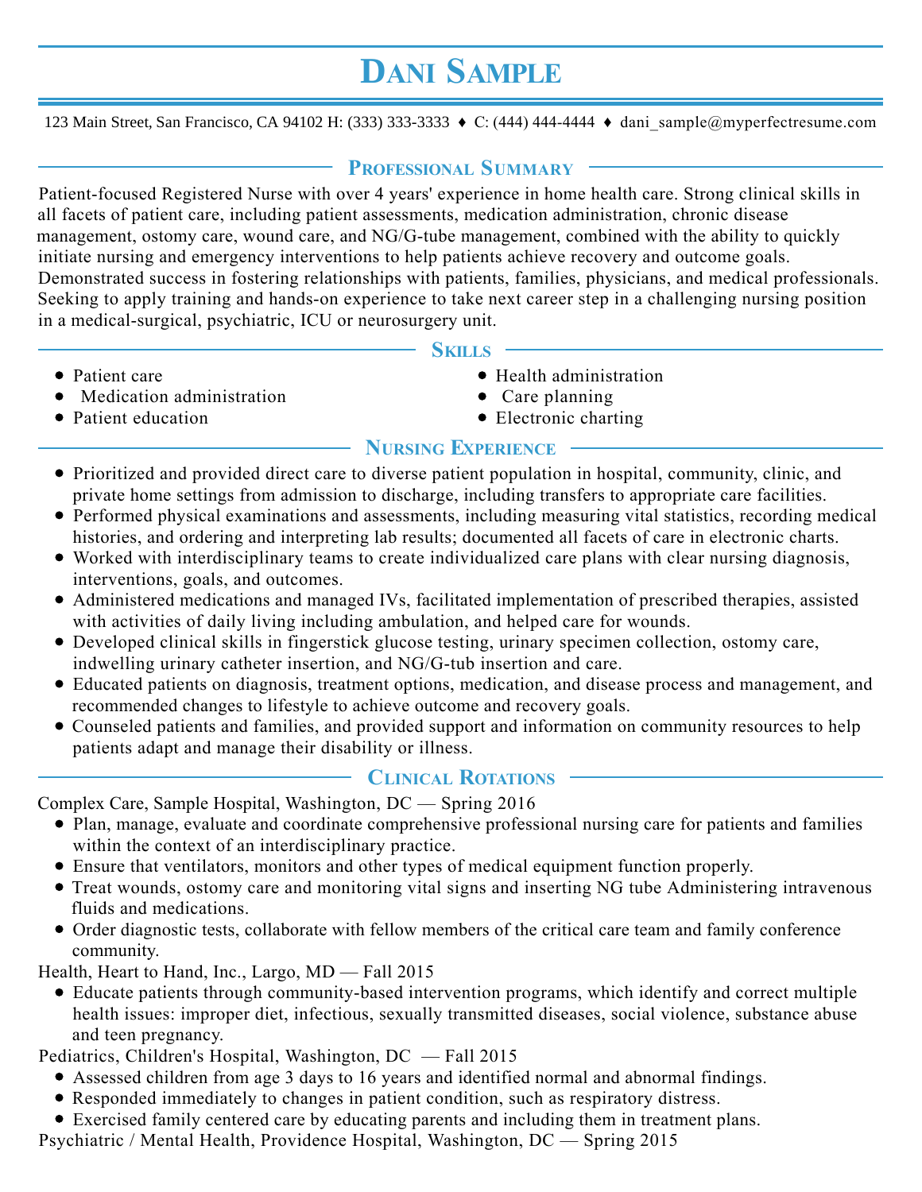# Dani Sample

123 Main Street, San Francisco, CA 94102 H: (333) 333-3333 ♦ C: (444) 444-4444 ♦ dani_sample@myperfectresume.com

## Professional Summary

Patient-focused Registered Nurse with over 4 years' experience in home health care. Strong clinical skills in all facets of patient care, including patient assessments, medication administration, chronic disease management, ostomy care, wound care, and NG/G-tube management, combined with the ability to quickly initiate nursing and emergency interventions to help patients achieve recovery and outcome goals. Demonstrated success in fostering relationships with patients, families, physicians, and medical professionals. Seeking to apply training and hands-on experience to take next career step in a challenging nursing position in a medical-surgical, psychiatric, ICU or neurosurgery unit.

## Skills

- Patient care
- Medication administration
- Patient education
- Health administration
- Care planning
- Electronic charting

## Nursing Experience

- Prioritized and provided direct care to diverse patient population in hospital, community, clinic, and private home settings from admission to discharge, including transfers to appropriate care facilities.
- Performed physical examinations and assessments, including measuring vital statistics, recording medical histories, and ordering and interpreting lab results; documented all facets of care in electronic charts.
- Worked with interdisciplinary teams to create individualized care plans with clear nursing diagnosis, interventions, goals, and outcomes.
- Administered medications and managed IVs, facilitated implementation of prescribed therapies, assisted with activities of daily living including ambulation, and helped care for wounds.
- Developed clinical skills in fingerstick glucose testing, urinary specimen collection, ostomy care, indwelling urinary catheter insertion, and NG/G-tub insertion and care.
- Educated patients on diagnosis, treatment options, medication, and disease process and management, and recommended changes to lifestyle to achieve outcome and recovery goals.
- Counseled patients and families, and provided support and information on community resources to help patients adapt and manage their disability or illness.

## Clinical Rotations

Complex Care, Sample Hospital, Washington, DC — Spring 2016

- Plan, manage, evaluate and coordinate comprehensive professional nursing care for patients and families within the context of an interdisciplinary practice.
- Ensure that ventilators, monitors and other types of medical equipment function properly.
- Treat wounds, ostomy care and monitoring vital signs and inserting NG tube Administering intravenous fluids and medications.
- Order diagnostic tests, collaborate with fellow members of the critical care team and family conference community.

Health, Heart to Hand, Inc., Largo, MD — Fall 2015

- Educate patients through community-based intervention programs, which identify and correct multiple health issues: improper diet, infectious, sexually transmitted diseases, social violence, substance abuse and teen pregnancy.

Pediatrics, Children's Hospital, Washington, DC — Fall 2015

- Assessed children from age 3 days to 16 years and identified normal and abnormal findings.
- Responded immediately to changes in patient condition, such as respiratory distress.
- Exercised family centered care by educating parents and including them in treatment plans.

Psychiatric / Mental Health, Providence Hospital, Washington, DC — Spring 2015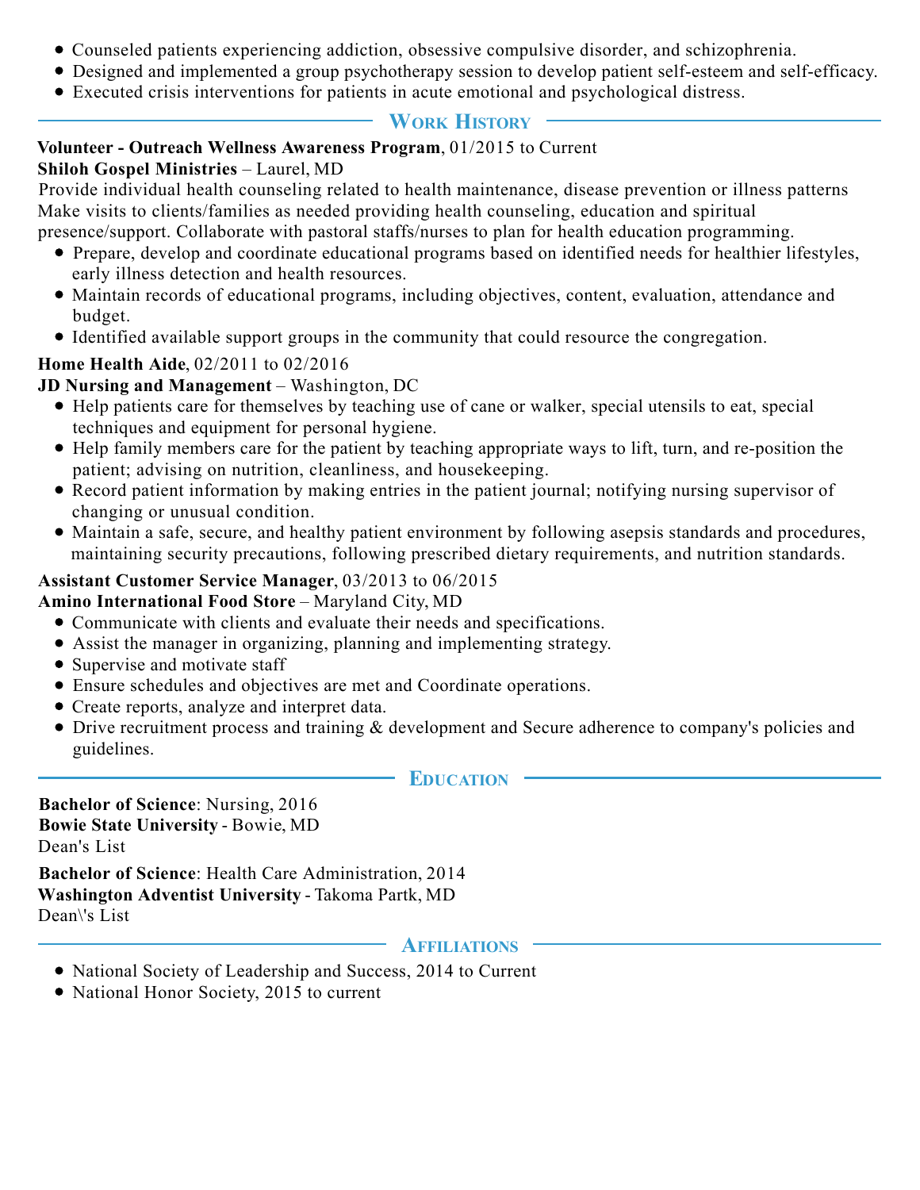- Counseled patients experiencing addiction, obsessive compulsive disorder, and schizophrenia.
- Designed and implemented a group psychotherapy session to develop patient self-esteem and self-efficacy.
- Executed crisis interventions for patients in acute emotional and psychological distress.

## Work History

**Volunteer - Outreach Wellness Awareness Program**, 01/2015 to Current
**Shiloh Gospel Ministries** – Laurel, MD
Provide individual health counseling related to health maintenance, disease prevention or illness patterns Make visits to clients/families as needed providing health counseling, education and spiritual presence/support. Collaborate with pastoral staffs/nurses to plan for health education programming.

- Prepare, develop and coordinate educational programs based on identified needs for healthier lifestyles, early illness detection and health resources.
- Maintain records of educational programs, including objectives, content, evaluation, attendance and budget.
- Identified available support groups in the community that could resource the congregation.

**Home Health Aide**, 02/2011 to 02/2016
**JD Nursing and Management** – Washington, DC

- Help patients care for themselves by teaching use of cane or walker, special utensils to eat, special techniques and equipment for personal hygiene.
- Help family members care for the patient by teaching appropriate ways to lift, turn, and re-position the patient; advising on nutrition, cleanliness, and housekeeping.
- Record patient information by making entries in the patient journal; notifying nursing supervisor of changing or unusual condition.
- Maintain a safe, secure, and healthy patient environment by following asepsis standards and procedures, maintaining security precautions, following prescribed dietary requirements, and nutrition standards.

**Assistant Customer Service Manager**, 03/2013 to 06/2015
**Amino International Food Store** – Maryland City, MD

- Communicate with clients and evaluate their needs and specifications.
- Assist the manager in organizing, planning and implementing strategy.
- Supervise and motivate staff
- Ensure schedules and objectives are met and Coordinate operations.
- Create reports, analyze and interpret data.
- Drive recruitment process and training & development and Secure adherence to company's policies and guidelines.

## Education

**Bachelor of Science**: Nursing, 2016
**Bowie State University** - Bowie, MD
Dean's List

**Bachelor of Science**: Health Care Administration, 2014
**Washington Adventist University** - Takoma Partk, MD
Dean\'s List

## Affiliations

- National Society of Leadership and Success, 2014 to Current
- National Honor Society, 2015 to current